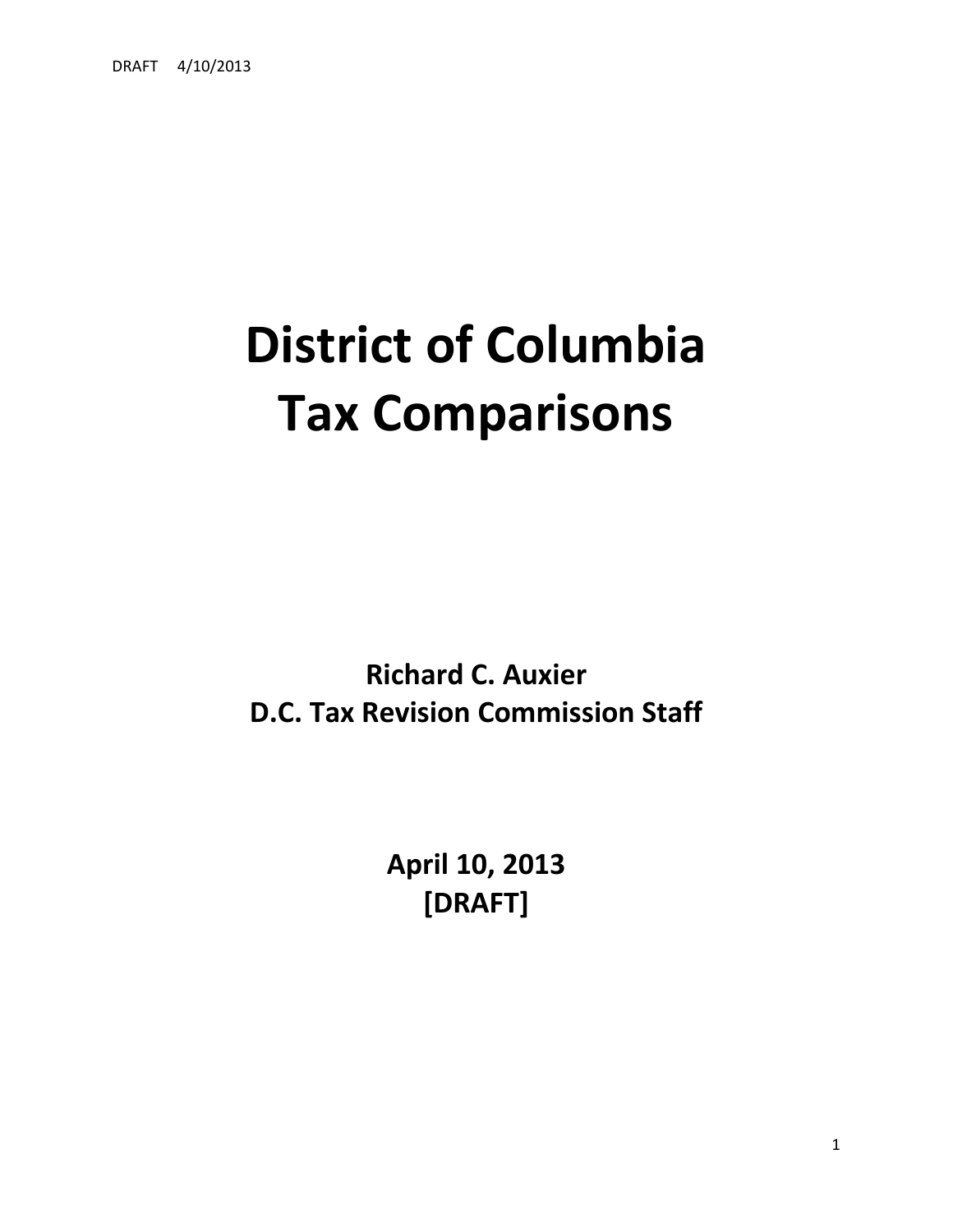# District of Columbia Tax Comparisons

**Richard C. Auxier**
**D.C. Tax Revision Commission Staff**

**April 10, 2013**
**[DRAFT]**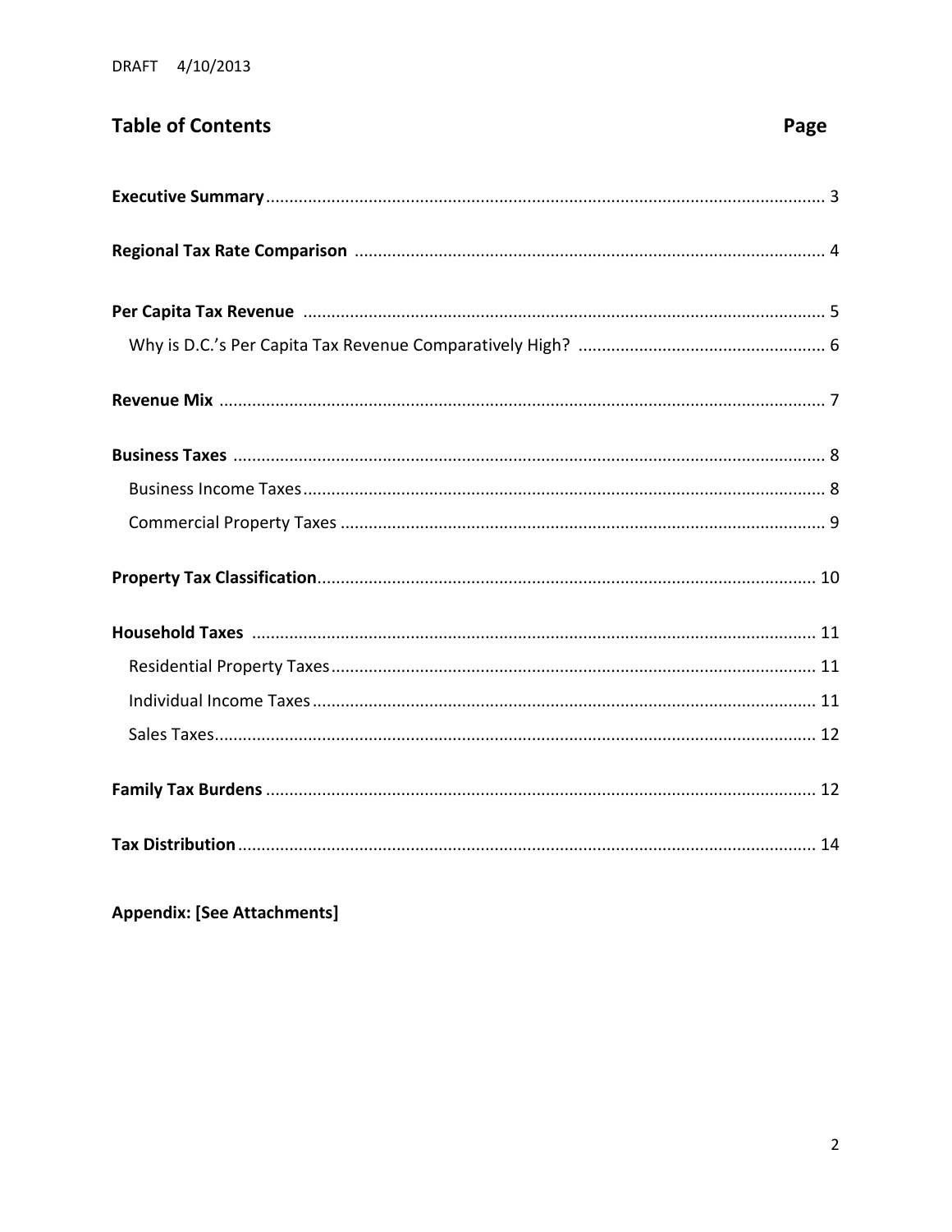## Table of Contents

| | Page |
|---|---|
| **Executive Summary** | 3 |
| **Regional Tax Rate Comparison** | 4 |
| **Per Capita Tax Revenue** | 5 |
| Why is D.C.'s Per Capita Tax Revenue Comparatively High? | 6 |
| **Revenue Mix** | 7 |
| **Business Taxes** | 8 |
| Business Income Taxes | 8 |
| Commercial Property Taxes | 9 |
| **Property Tax Classification** | 10 |
| **Household Taxes** | 11 |
| Residential Property Taxes | 11 |
| Individual Income Taxes | 11 |
| Sales Taxes | 12 |
| **Family Tax Burdens** | 12 |
| **Tax Distribution** | 14 |

**Appendix: [See Attachments]**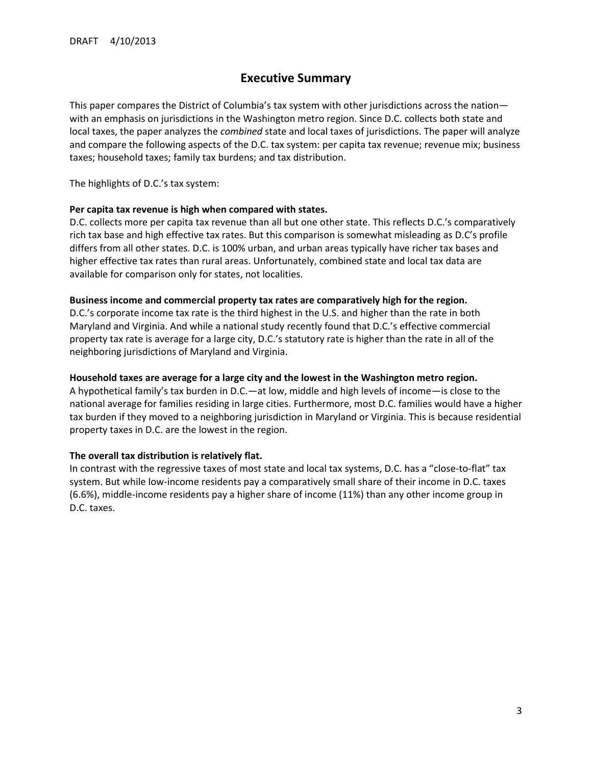## Executive Summary

This paper compares the District of Columbia's tax system with other jurisdictions across the nation—with an emphasis on jurisdictions in the Washington metro region. Since D.C. collects both state and local taxes, the paper analyzes the *combined* state and local taxes of jurisdictions. The paper will analyze and compare the following aspects of the D.C. tax system: per capita tax revenue; revenue mix; business taxes; household taxes; family tax burdens; and tax distribution.

The highlights of D.C.'s tax system:

**Per capita tax revenue is high when compared with states.**
D.C. collects more per capita tax revenue than all but one other state. This reflects D.C.'s comparatively rich tax base and high effective tax rates. But this comparison is somewhat misleading as D.C's profile differs from all other states. D.C. is 100% urban, and urban areas typically have richer tax bases and higher effective tax rates than rural areas. Unfortunately, combined state and local tax data are available for comparison only for states, not localities.

**Business income and commercial property tax rates are comparatively high for the region.**
D.C.'s corporate income tax rate is the third highest in the U.S. and higher than the rate in both Maryland and Virginia. And while a national study recently found that D.C.'s effective commercial property tax rate is average for a large city, D.C.'s statutory rate is higher than the rate in all of the neighboring jurisdictions of Maryland and Virginia.

**Household taxes are average for a large city and the lowest in the Washington metro region.**
A hypothetical family's tax burden in D.C.—at low, middle and high levels of income—is close to the national average for families residing in large cities. Furthermore, most D.C. families would have a higher tax burden if they moved to a neighboring jurisdiction in Maryland or Virginia. This is because residential property taxes in D.C. are the lowest in the region.

**The overall tax distribution is relatively flat.**
In contrast with the regressive taxes of most state and local tax systems, D.C. has a "close-to-flat" tax system. But while low-income residents pay a comparatively small share of their income in D.C. taxes (6.6%), middle-income residents pay a higher share of income (11%) than any other income group in D.C. taxes.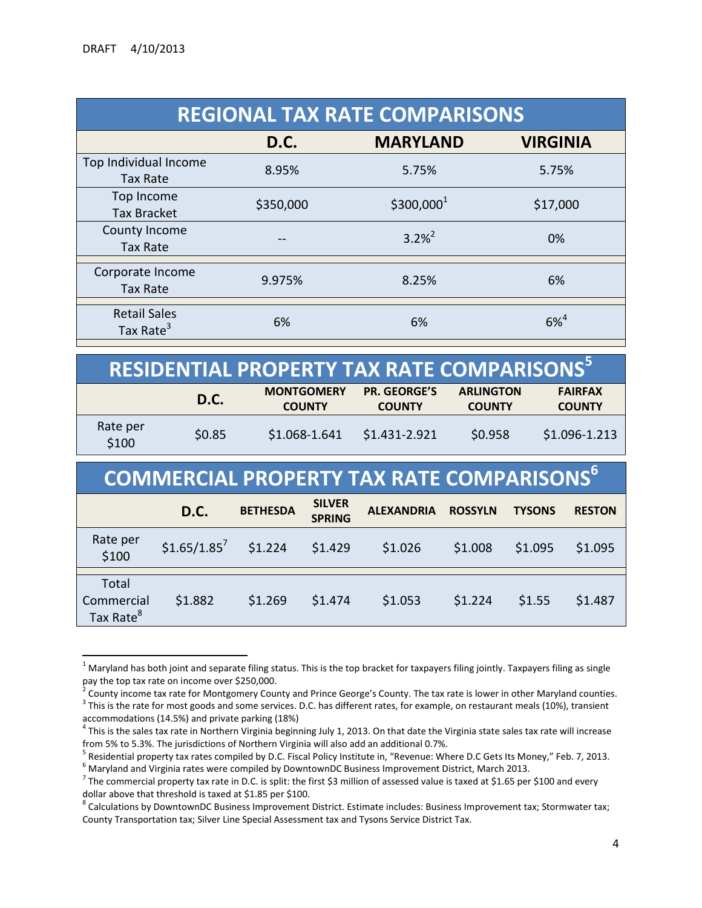DRAFT 4/10/2013

## REGIONAL TAX RATE COMPARISONS

| | D.C. | MARYLAND | VIRGINIA |
|---|---|---|---|
| Top Individual Income Tax Rate | 8.95% | 5.75% | 5.75% |
| Top Income Tax Bracket | $350,000 | $300,000[1] | $17,000 |
| County Income Tax Rate | -- | 3.2%[2] | 0% |
| Corporate Income Tax Rate | 9.975% | 8.25% | 6% |
| Retail Sales Tax Rate[3] | 6% | 6% | 6%[4] |

## RESIDENTIAL PROPERTY TAX RATE COMPARISONS[5]

| | D.C. | MONTGOMERY COUNTY | PR. GEORGE'S COUNTY | ARLINGTON COUNTY | FAIRFAX COUNTY |
|---|---|---|---|---|---|
| Rate per $100 | $0.85 | $1.068-1.641 | $1.431-2.921 | $0.958 | $1.096-1.213 |

## COMMERCIAL PROPERTY TAX RATE COMPARISONS[6]

| | D.C. | BETHESDA | SILVER SPRING | ALEXANDRIA | ROSSYLN | TYSONS | RESTON |
|---|---|---|---|---|---|---|---|
| Rate per $100 | $1.65/1.85[7] | $1.224 | $1.429 | $1.026 | $1.008 | $1.095 | $1.095 |
| Total Commercial Tax Rate[8] | $1.882 | $1.269 | $1.474 | $1.053 | $1.224 | $1.55 | $1.487 |

---

[1] Maryland has both joint and separate filing status. This is the top bracket for taxpayers filing jointly. Taxpayers filing as single pay the top tax rate on income over $250,000.

[2] County income tax rate for Montgomery County and Prince George's County. The tax rate is lower in other Maryland counties.

[3] This is the rate for most goods and some services. D.C. has different rates, for example, on restaurant meals (10%), transient accommodations (14.5%) and private parking (18%)

[4] This is the sales tax rate in Northern Virginia beginning July 1, 2013. On that date the Virginia state sales tax rate will increase from 5% to 5.3%. The jurisdictions of Northern Virginia will also add an additional 0.7%.

[5] Residential property tax rates compiled by D.C. Fiscal Policy Institute in, "Revenue: Where D.C Gets Its Money," Feb. 7, 2013.

[6] Maryland and Virginia rates were compiled by DowntownDC Business Improvement District, March 2013.

[7] The commercial property tax rate in D.C. is split: the first $3 million of assessed value is taxed at $1.65 per $100 and every dollar above that threshold is taxed at $1.85 per $100.

[8] Calculations by DowntownDC Business Improvement District. Estimate includes: Business Improvement tax; Stormwater tax; County Transportation tax; Silver Line Special Assessment tax and Tysons Service District Tax.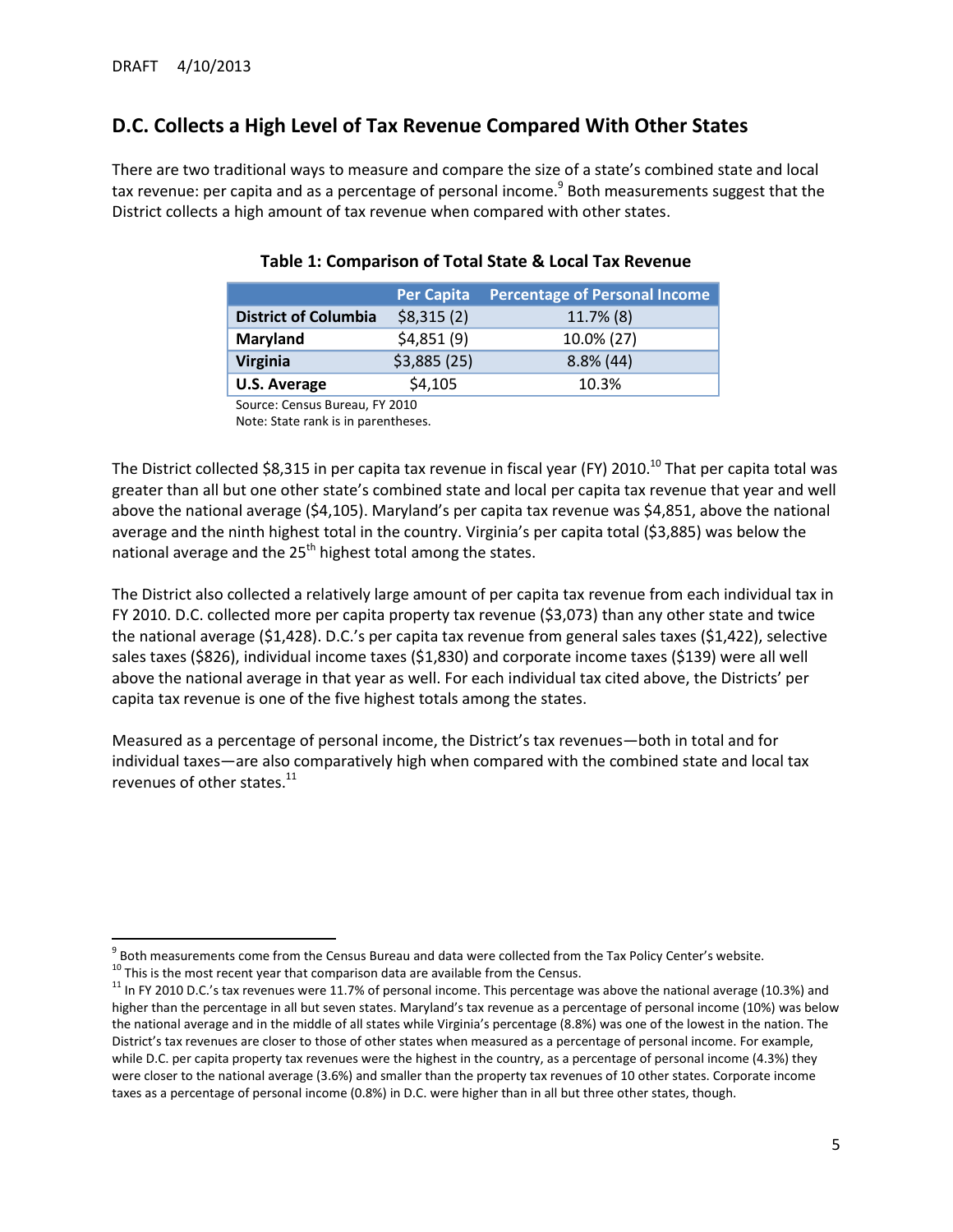## D.C. Collects a High Level of Tax Revenue Compared With Other States

There are two traditional ways to measure and compare the size of a state's combined state and local tax revenue: per capita and as a percentage of personal income.[9] Both measurements suggest that the District collects a high amount of tax revenue when compared with other states.

**Table 1: Comparison of Total State & Local Tax Revenue**

| | Per Capita | Percentage of Personal Income |
|---|---|---|
| **District of Columbia** | $8,315 (2) | 11.7% (8) |
| **Maryland** | $4,851 (9) | 10.0% (27) |
| **Virginia** | $3,885 (25) | 8.8% (44) |
| **U.S. Average** | $4,105 | 10.3% |

Source: Census Bureau, FY 2010
Note: State rank is in parentheses.

The District collected $8,315 in per capita tax revenue in fiscal year (FY) 2010.[10] That per capita total was greater than all but one other state's combined state and local per capita tax revenue that year and well above the national average ($4,105). Maryland's per capita tax revenue was $4,851, above the national average and the ninth highest total in the country. Virginia's per capita total ($3,885) was below the national average and the 25th highest total among the states.

The District also collected a relatively large amount of per capita tax revenue from each individual tax in FY 2010. D.C. collected more per capita property tax revenue ($3,073) than any other state and twice the national average ($1,428). D.C.'s per capita tax revenue from general sales taxes ($1,422), selective sales taxes ($826), individual income taxes ($1,830) and corporate income taxes ($139) were all well above the national average in that year as well. For each individual tax cited above, the Districts' per capita tax revenue is one of the five highest totals among the states.

Measured as a percentage of personal income, the District's tax revenues—both in total and for individual taxes—are also comparatively high when compared with the combined state and local tax revenues of other states.[11]

---

[9] Both measurements come from the Census Bureau and data were collected from the Tax Policy Center's website.

[10] This is the most recent year that comparison data are available from the Census.

[11] In FY 2010 D.C.'s tax revenues were 11.7% of personal income. This percentage was above the national average (10.3%) and higher than the percentage in all but seven states. Maryland's tax revenue as a percentage of personal income (10%) was below the national average and in the middle of all states while Virginia's percentage (8.8%) was one of the lowest in the nation. The District's tax revenues are closer to those of other states when measured as a percentage of personal income. For example, while D.C. per capita property tax revenues were the highest in the country, as a percentage of personal income (4.3%) they were closer to the national average (3.6%) and smaller than the property tax revenues of 10 other states. Corporate income taxes as a percentage of personal income (0.8%) in D.C. were higher than in all but three other states, though.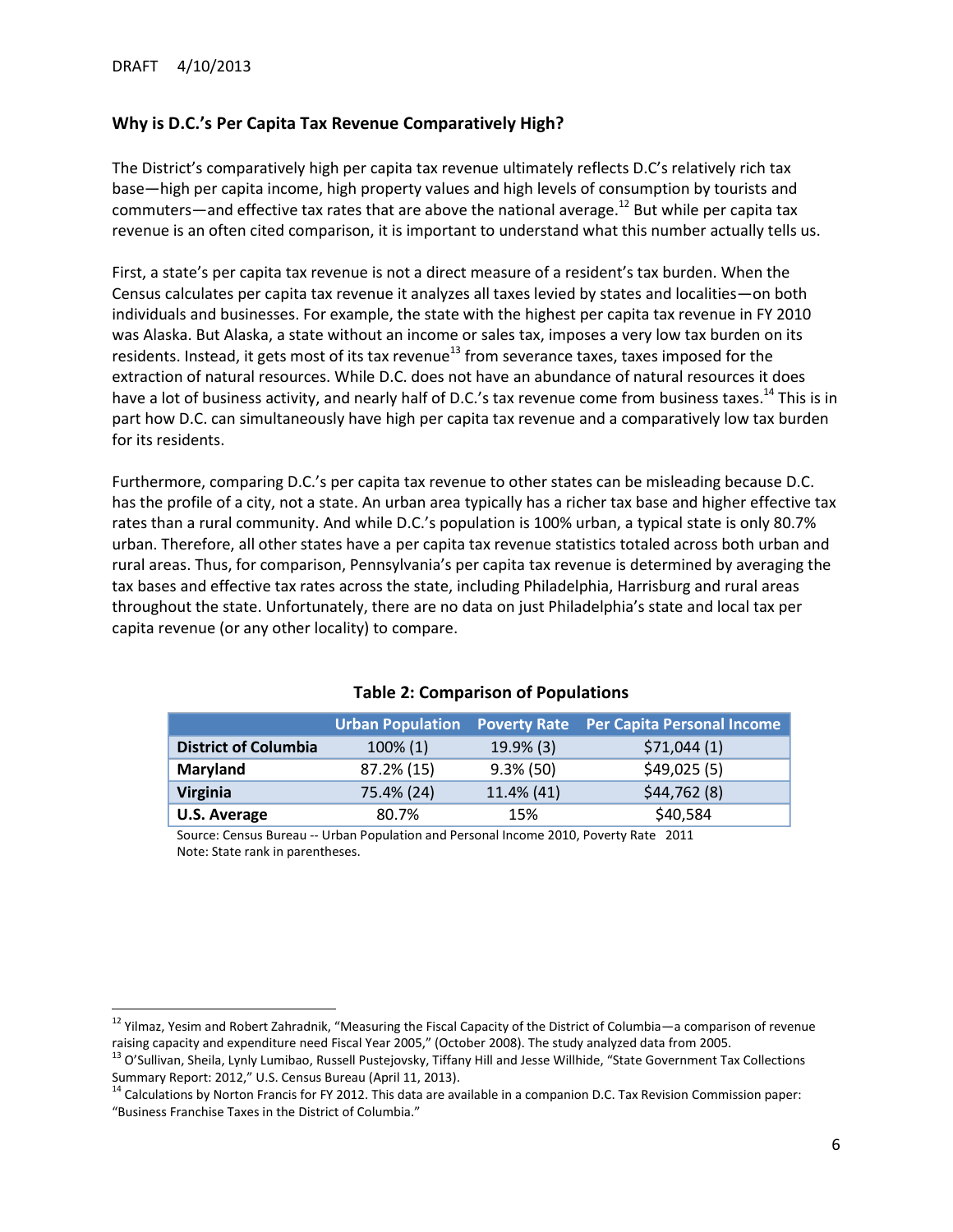DRAFT 4/10/2013

## Why is D.C.'s Per Capita Tax Revenue Comparatively High?

The District's comparatively high per capita tax revenue ultimately reflects D.C's relatively rich tax base—high per capita income, high property values and high levels of consumption by tourists and commuters—and effective tax rates that are above the national average.[12] But while per capita tax revenue is an often cited comparison, it is important to understand what this number actually tells us.

First, a state's per capita tax revenue is not a direct measure of a resident's tax burden. When the Census calculates per capita tax revenue it analyzes all taxes levied by states and localities—on both individuals and businesses. For example, the state with the highest per capita tax revenue in FY 2010 was Alaska. But Alaska, a state without an income or sales tax, imposes a very low tax burden on its residents. Instead, it gets most of its tax revenue[13] from severance taxes, taxes imposed for the extraction of natural resources. While D.C. does not have an abundance of natural resources it does have a lot of business activity, and nearly half of D.C.'s tax revenue come from business taxes.[14] This is in part how D.C. can simultaneously have high per capita tax revenue and a comparatively low tax burden for its residents.

Furthermore, comparing D.C.'s per capita tax revenue to other states can be misleading because D.C. has the profile of a city, not a state. An urban area typically has a richer tax base and higher effective tax rates than a rural community. And while D.C.'s population is 100% urban, a typical state is only 80.7% urban. Therefore, all other states have a per capita tax revenue statistics totaled across both urban and rural areas. Thus, for comparison, Pennsylvania's per capita tax revenue is determined by averaging the tax bases and effective tax rates across the state, including Philadelphia, Harrisburg and rural areas throughout the state. Unfortunately, there are no data on just Philadelphia's state and local tax per capita revenue (or any other locality) to compare.

**Table 2: Comparison of Populations**

| | Urban Population | Poverty Rate | Per Capita Personal Income |
|---|---|---|---|
| **District of Columbia** | 100% (1) | 19.9% (3) | $71,044 (1) |
| **Maryland** | 87.2% (15) | 9.3% (50) | $49,025 (5) |
| **Virginia** | 75.4% (24) | 11.4% (41) | $44,762 (8) |
| **U.S. Average** | 80.7% | 15% | $40,584 |

Source: Census Bureau -- Urban Population and Personal Income 2010, Poverty Rate 2011
Note: State rank in parentheses.

---

[12] Yilmaz, Yesim and Robert Zahradnik, "Measuring the Fiscal Capacity of the District of Columbia—a comparison of revenue raising capacity and expenditure need Fiscal Year 2005," (October 2008). The study analyzed data from 2005.

[13] O'Sullivan, Sheila, Lynly Lumibao, Russell Pustejovsky, Tiffany Hill and Jesse Willhide, "State Government Tax Collections Summary Report: 2012," U.S. Census Bureau (April 11, 2013).

[14] Calculations by Norton Francis for FY 2012. This data are available in a companion D.C. Tax Revision Commission paper: "Business Franchise Taxes in the District of Columbia."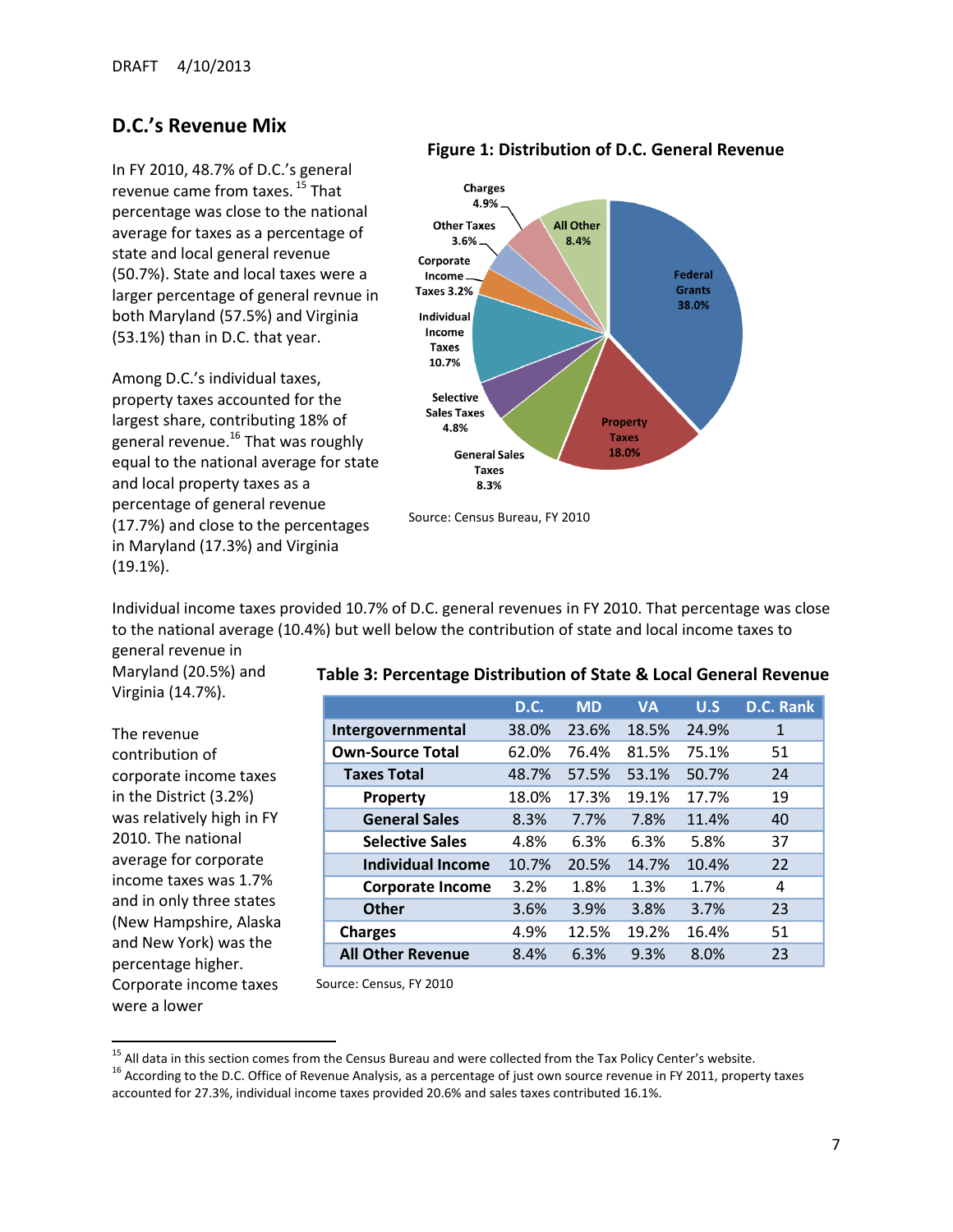DRAFT 4/10/2013

## D.C.'s Revenue Mix

In FY 2010, 48.7% of D.C.'s general revenue came from taxes.[15] That percentage was close to the national average for taxes as a percentage of state and local general revenue (50.7%). State and local taxes were a larger percentage of general revnue in both Maryland (57.5%) and Virginia (53.1%) than in D.C. that year.

Among D.C.'s individual taxes, property taxes accounted for the largest share, contributing 18% of general revenue.[16] That was roughly equal to the national average for state and local property taxes as a percentage of general revenue (17.7%) and close to the percentages in Maryland (17.3%) and Virginia (19.1%).

**Figure 1: Distribution of D.C. General Revenue**

Federal Grants 38.0%; Property Taxes 18.0%; General Sales Taxes 8.3%; Selective Sales Taxes 4.8%; Individual Income Taxes 10.7%; Corporate Income Taxes 3.2%; Other Taxes 3.6%; Charges 4.9%; All Other 8.4%

Source: Census Bureau, FY 2010

Individual income taxes provided 10.7% of D.C. general revenues in FY 2010. That percentage was close to the national average (10.4%) but well below the contribution of state and local income taxes to general revenue in Maryland (20.5%) and Virginia (14.7%).

The revenue contribution of corporate income taxes in the District (3.2%) was relatively high in FY 2010. The national average for corporate income taxes was 1.7% and in only three states (New Hampshire, Alaska and New York) was the percentage higher. Corporate income taxes were a lower

**Table 3: Percentage Distribution of State & Local General Revenue**

| | D.C. | MD | VA | U.S | D.C. Rank |
|---|---|---|---|---|---|
| **Intergovernmental** | 38.0% | 23.6% | 18.5% | 24.9% | 1 |
| **Own-Source Total** | 62.0% | 76.4% | 81.5% | 75.1% | 51 |
| **Taxes Total** | 48.7% | 57.5% | 53.1% | 50.7% | 24 |
| **Property** | 18.0% | 17.3% | 19.1% | 17.7% | 19 |
| **General Sales** | 8.3% | 7.7% | 7.8% | 11.4% | 40 |
| **Selective Sales** | 4.8% | 6.3% | 6.3% | 5.8% | 37 |
| **Individual Income** | 10.7% | 20.5% | 14.7% | 10.4% | 22 |
| **Corporate Income** | 3.2% | 1.8% | 1.3% | 1.7% | 4 |
| **Other** | 3.6% | 3.9% | 3.8% | 3.7% | 23 |
| **Charges** | 4.9% | 12.5% | 19.2% | 16.4% | 51 |
| **All Other Revenue** | 8.4% | 6.3% | 9.3% | 8.0% | 23 |

Source: Census, FY 2010

---

[15] All data in this section comes from the Census Bureau and were collected from the Tax Policy Center's website.

[16] According to the D.C. Office of Revenue Analysis, as a percentage of just own source revenue in FY 2011, property taxes accounted for 27.3%, individual income taxes provided 20.6% and sales taxes contributed 16.1%.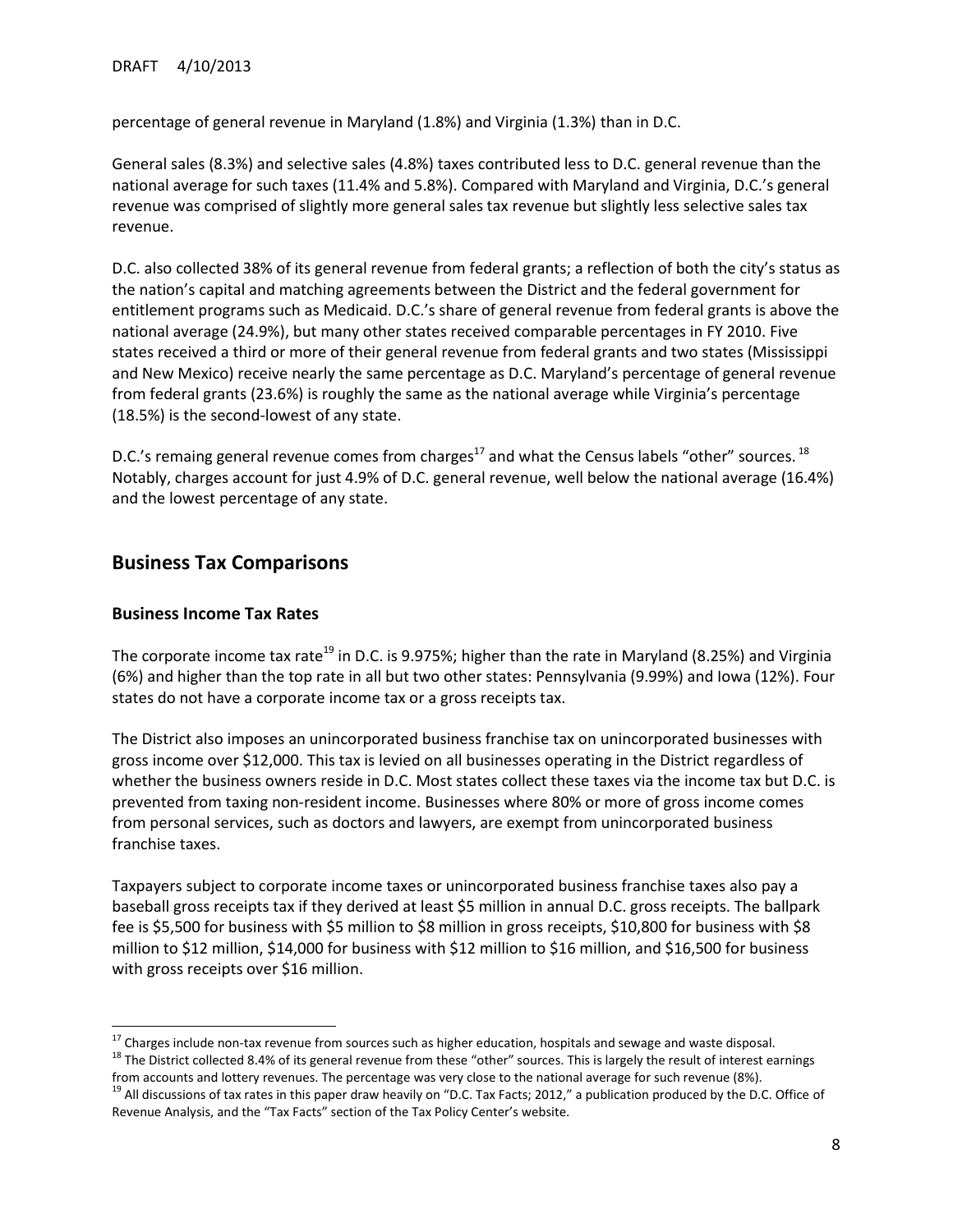percentage of general revenue in Maryland (1.8%) and Virginia (1.3%) than in D.C.

General sales (8.3%) and selective sales (4.8%) taxes contributed less to D.C. general revenue than the national average for such taxes (11.4% and 5.8%). Compared with Maryland and Virginia, D.C.'s general revenue was comprised of slightly more general sales tax revenue but slightly less selective sales tax revenue.

D.C. also collected 38% of its general revenue from federal grants; a reflection of both the city's status as the nation's capital and matching agreements between the District and the federal government for entitlement programs such as Medicaid. D.C.'s share of general revenue from federal grants is above the national average (24.9%), but many other states received comparable percentages in FY 2010. Five states received a third or more of their general revenue from federal grants and two states (Mississippi and New Mexico) receive nearly the same percentage as D.C. Maryland's percentage of general revenue from federal grants (23.6%) is roughly the same as the national average while Virginia's percentage (18.5%) is the second-lowest of any state.

D.C.'s remaing general revenue comes from charges[17] and what the Census labels "other" sources.[18] Notably, charges account for just 4.9% of D.C. general revenue, well below the national average (16.4%) and the lowest percentage of any state.

## Business Tax Comparisons

### Business Income Tax Rates

The corporate income tax rate[19] in D.C. is 9.975%; higher than the rate in Maryland (8.25%) and Virginia (6%) and higher than the top rate in all but two other states: Pennsylvania (9.99%) and Iowa (12%). Four states do not have a corporate income tax or a gross receipts tax.

The District also imposes an unincorporated business franchise tax on unincorporated businesses with gross income over $12,000. This tax is levied on all businesses operating in the District regardless of whether the business owners reside in D.C. Most states collect these taxes via the income tax but D.C. is prevented from taxing non-resident income. Businesses where 80% or more of gross income comes from personal services, such as doctors and lawyers, are exempt from unincorporated business franchise taxes.

Taxpayers subject to corporate income taxes or unincorporated business franchise taxes also pay a baseball gross receipts tax if they derived at least $5 million in annual D.C. gross receipts. The ballpark fee is $5,500 for business with $5 million to $8 million in gross receipts, $10,800 for business with $8 million to $12 million, $14,000 for business with $12 million to $16 million, and $16,500 for business with gross receipts over $16 million.

---

[17] Charges include non-tax revenue from sources such as higher education, hospitals and sewage and waste disposal.

[18] The District collected 8.4% of its general revenue from these "other" sources. This is largely the result of interest earnings from accounts and lottery revenues. The percentage was very close to the national average for such revenue (8%).

[19] All discussions of tax rates in this paper draw heavily on "D.C. Tax Facts; 2012," a publication produced by the D.C. Office of Revenue Analysis, and the "Tax Facts" section of the Tax Policy Center's website.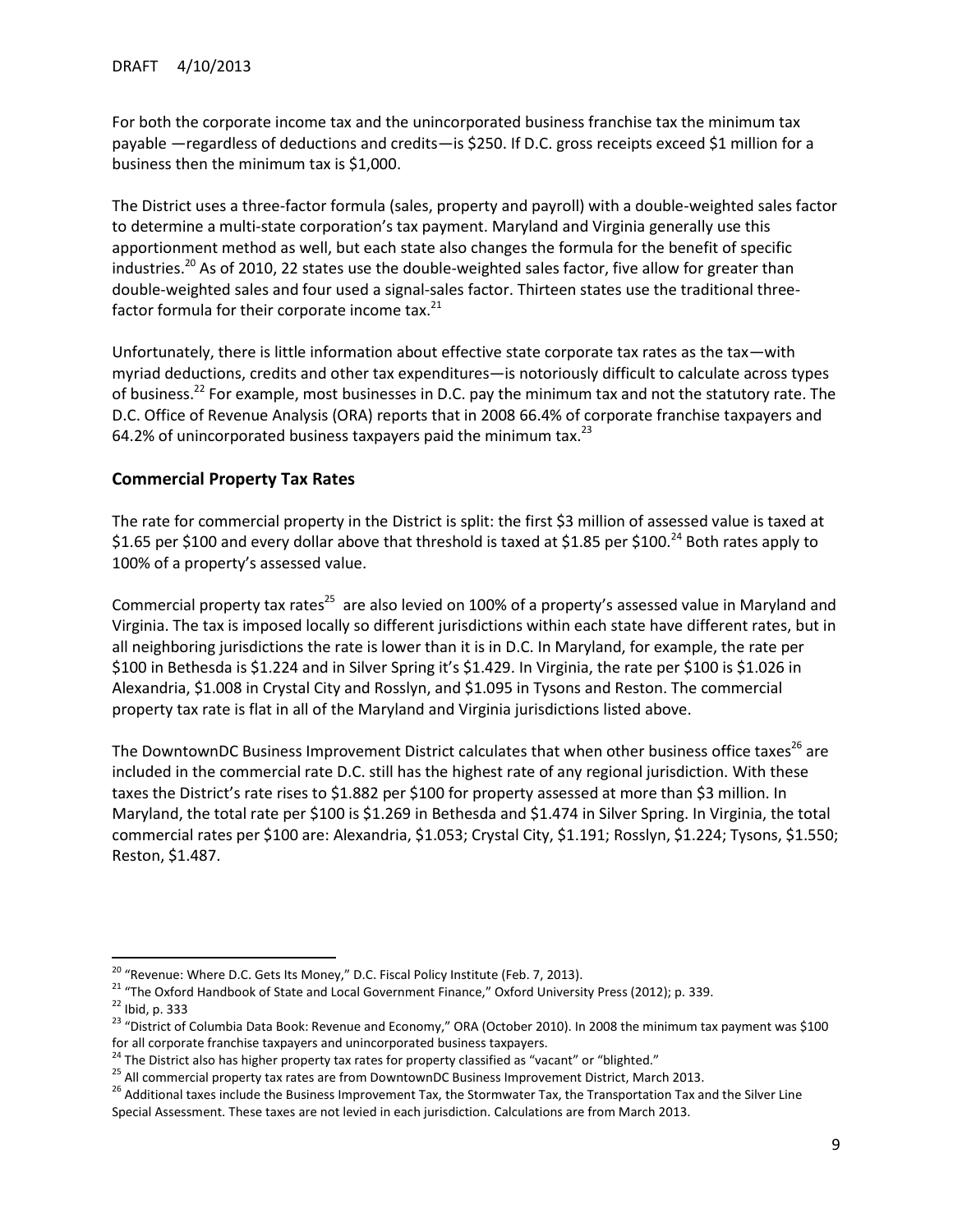For both the corporate income tax and the unincorporated business franchise tax the minimum tax payable —regardless of deductions and credits—is $250. If D.C. gross receipts exceed $1 million for a business then the minimum tax is $1,000.

The District uses a three-factor formula (sales, property and payroll) with a double-weighted sales factor to determine a multi-state corporation's tax payment. Maryland and Virginia generally use this apportionment method as well, but each state also changes the formula for the benefit of specific industries.[20] As of 2010, 22 states use the double-weighted sales factor, five allow for greater than double-weighted sales and four used a signal-sales factor. Thirteen states use the traditional three-factor formula for their corporate income tax.[21]

Unfortunately, there is little information about effective state corporate tax rates as the tax—with myriad deductions, credits and other tax expenditures—is notoriously difficult to calculate across types of business.[22] For example, most businesses in D.C. pay the minimum tax and not the statutory rate. The D.C. Office of Revenue Analysis (ORA) reports that in 2008 66.4% of corporate franchise taxpayers and 64.2% of unincorporated business taxpayers paid the minimum tax.[23]

## Commercial Property Tax Rates

The rate for commercial property in the District is split: the first $3 million of assessed value is taxed at $1.65 per $100 and every dollar above that threshold is taxed at $1.85 per $100.[24] Both rates apply to 100% of a property's assessed value.

Commercial property tax rates[25] are also levied on 100% of a property's assessed value in Maryland and Virginia. The tax is imposed locally so different jurisdictions within each state have different rates, but in all neighboring jurisdictions the rate is lower than it is in D.C. In Maryland, for example, the rate per $100 in Bethesda is $1.224 and in Silver Spring it's $1.429. In Virginia, the rate per $100 is $1.026 in Alexandria, $1.008 in Crystal City and Rosslyn, and $1.095 in Tysons and Reston. The commercial property tax rate is flat in all of the Maryland and Virginia jurisdictions listed above.

The DowntownDC Business Improvement District calculates that when other business office taxes[26] are included in the commercial rate D.C. still has the highest rate of any regional jurisdiction. With these taxes the District's rate rises to $1.882 per $100 for property assessed at more than $3 million. In Maryland, the total rate per $100 is $1.269 in Bethesda and $1.474 in Silver Spring. In Virginia, the total commercial rates per $100 are: Alexandria, $1.053; Crystal City, $1.191; Rosslyn, $1.224; Tysons, $1.550; Reston, $1.487.

---

[20] "Revenue: Where D.C. Gets Its Money," D.C. Fiscal Policy Institute (Feb. 7, 2013).

[21] "The Oxford Handbook of State and Local Government Finance," Oxford University Press (2012); p. 339.

[22] Ibid, p. 333

[23] "District of Columbia Data Book: Revenue and Economy," ORA (October 2010). In 2008 the minimum tax payment was $100 for all corporate franchise taxpayers and unincorporated business taxpayers.

[24] The District also has higher property tax rates for property classified as "vacant" or "blighted."

[25] All commercial property tax rates are from DowntownDC Business Improvement District, March 2013.

[26] Additional taxes include the Business Improvement Tax, the Stormwater Tax, the Transportation Tax and the Silver Line Special Assessment. These taxes are not levied in each jurisdiction. Calculations are from March 2013.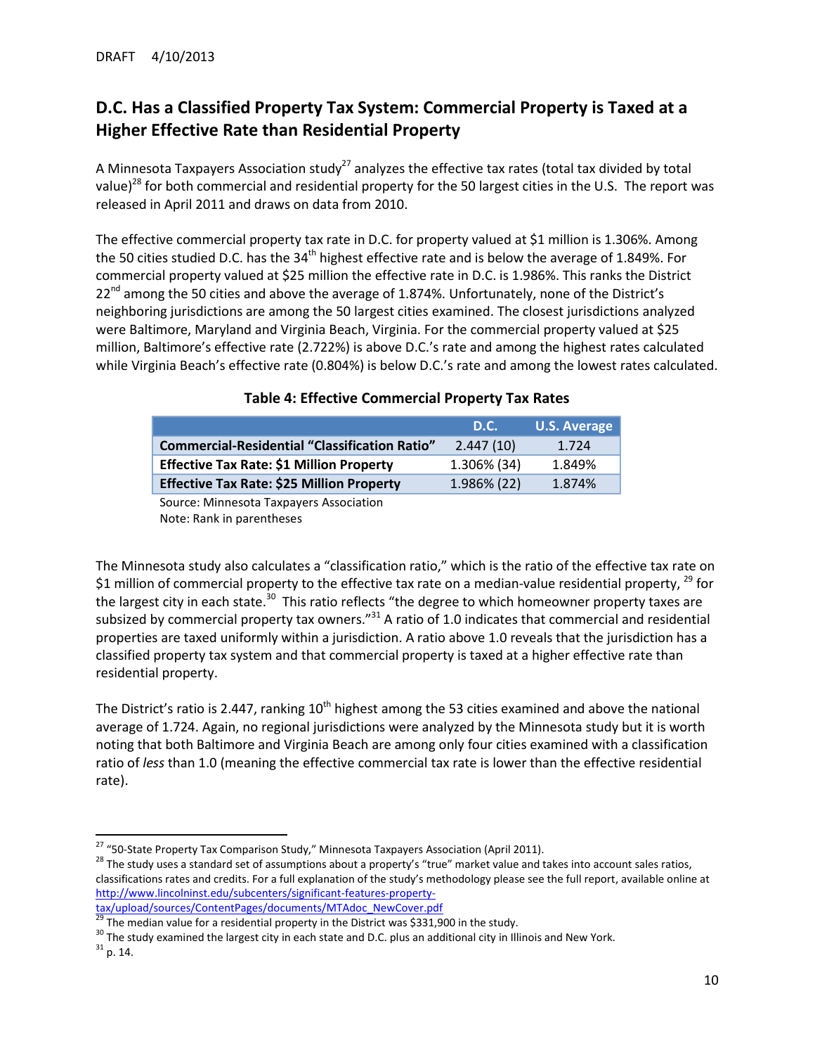## D.C. Has a Classified Property Tax System: Commercial Property is Taxed at a Higher Effective Rate than Residential Property

A Minnesota Taxpayers Association study[27] analyzes the effective tax rates (total tax divided by total value)[28] for both commercial and residential property for the 50 largest cities in the U.S. The report was released in April 2011 and draws on data from 2010.

The effective commercial property tax rate in D.C. for property valued at $1 million is 1.306%. Among the 50 cities studied D.C. has the 34th highest effective rate and is below the average of 1.849%. For commercial property valued at $25 million the effective rate in D.C. is 1.986%. This ranks the District 22nd among the 50 cities and above the average of 1.874%. Unfortunately, none of the District's neighboring jurisdictions are among the 50 largest cities examined. The closest jurisdictions analyzed were Baltimore, Maryland and Virginia Beach, Virginia. For the commercial property valued at $25 million, Baltimore's effective rate (2.722%) is above D.C.'s rate and among the highest rates calculated while Virginia Beach's effective rate (0.804%) is below D.C.'s rate and among the lowest rates calculated.

**Table 4: Effective Commercial Property Tax Rates**

| | D.C. | U.S. Average |
|---|---|---|
| **Commercial-Residential "Classification Ratio"** | 2.447 (10) | 1.724 |
| **Effective Tax Rate: $1 Million Property** | 1.306% (34) | 1.849% |
| **Effective Tax Rate: $25 Million Property** | 1.986% (22) | 1.874% |

Source: Minnesota Taxpayers Association
Note: Rank in parentheses

The Minnesota study also calculates a "classification ratio," which is the ratio of the effective tax rate on $1 million of commercial property to the effective tax rate on a median-value residential property, [29] for the largest city in each state.[30] This ratio reflects "the degree to which homeowner property taxes are subsized by commercial property tax owners."[31] A ratio of 1.0 indicates that commercial and residential properties are taxed uniformly within a jurisdiction. A ratio above 1.0 reveals that the jurisdiction has a classified property tax system and that commercial property is taxed at a higher effective rate than residential property.

The District's ratio is 2.447, ranking 10th highest among the 53 cities examined and above the national average of 1.724. Again, no regional jurisdictions were analyzed by the Minnesota study but it is worth noting that both Baltimore and Virginia Beach are among only four cities examined with a classification ratio of *less* than 1.0 (meaning the effective commercial tax rate is lower than the effective residential rate).

---

[27] "50-State Property Tax Comparison Study," Minnesota Taxpayers Association (April 2011).

[28] The study uses a standard set of assumptions about a property's "true" market value and takes into account sales ratios, classifications rates and credits. For a full explanation of the study's methodology please see the full report, available online at http://www.lincolninst.edu/subcenters/significant-features-property-tax/upload/sources/ContentPages/documents/MTAdoc_NewCover.pdf

[29] The median value for a residential property in the District was $331,900 in the study.

[30] The study examined the largest city in each state and D.C. plus an additional city in Illinois and New York.

[31] p. 14.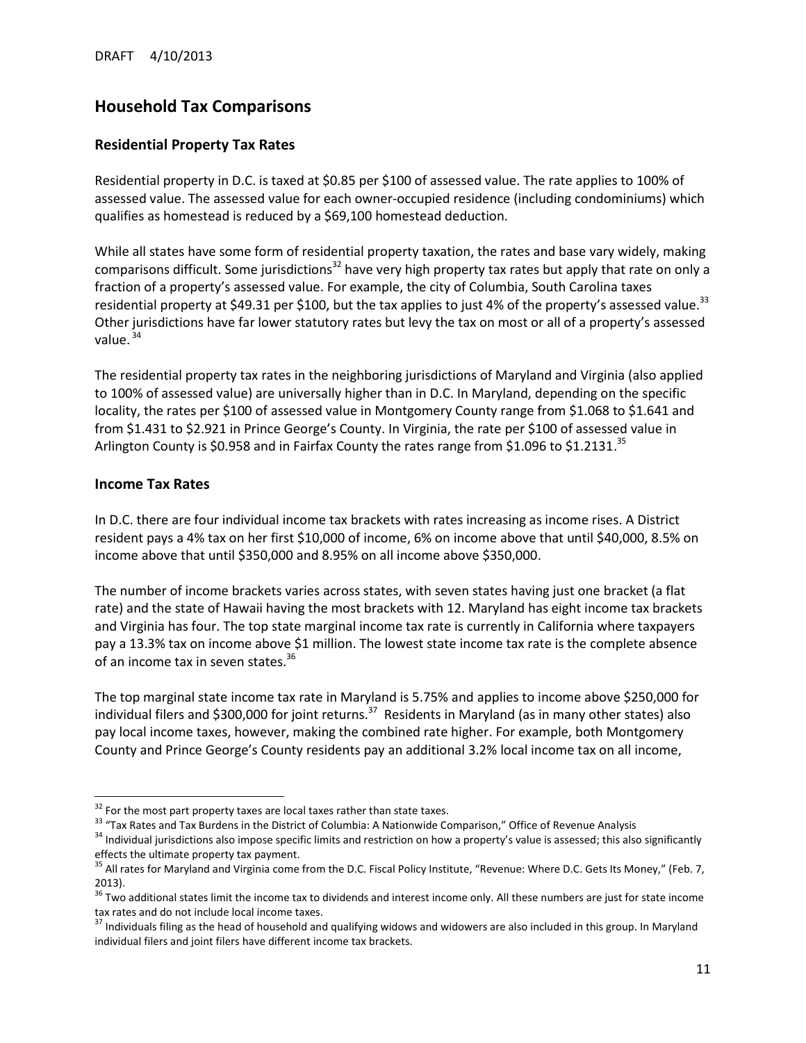## Household Tax Comparisons

### Residential Property Tax Rates

Residential property in D.C. is taxed at $0.85 per $100 of assessed value. The rate applies to 100% of assessed value. The assessed value for each owner-occupied residence (including condominiums) which qualifies as homestead is reduced by a $69,100 homestead deduction.

While all states have some form of residential property taxation, the rates and base vary widely, making comparisons difficult. Some jurisdictions[32] have very high property tax rates but apply that rate on only a fraction of a property's assessed value. For example, the city of Columbia, South Carolina taxes residential property at $49.31 per $100, but the tax applies to just 4% of the property's assessed value.[33] Other jurisdictions have far lower statutory rates but levy the tax on most or all of a property's assessed value.[34]

The residential property tax rates in the neighboring jurisdictions of Maryland and Virginia (also applied to 100% of assessed value) are universally higher than in D.C. In Maryland, depending on the specific locality, the rates per $100 of assessed value in Montgomery County range from $1.068 to $1.641 and from $1.431 to $2.921 in Prince George's County. In Virginia, the rate per $100 of assessed value in Arlington County is $0.958 and in Fairfax County the rates range from $1.096 to $1.2131.[35]

### Income Tax Rates

In D.C. there are four individual income tax brackets with rates increasing as income rises. A District resident pays a 4% tax on her first $10,000 of income, 6% on income above that until $40,000, 8.5% on income above that until $350,000 and 8.95% on all income above $350,000.

The number of income brackets varies across states, with seven states having just one bracket (a flat rate) and the state of Hawaii having the most brackets with 12. Maryland has eight income tax brackets and Virginia has four. The top state marginal income tax rate is currently in California where taxpayers pay a 13.3% tax on income above $1 million. The lowest state income tax rate is the complete absence of an income tax in seven states.[36]

The top marginal state income tax rate in Maryland is 5.75% and applies to income above $250,000 for individual filers and $300,000 for joint returns.[37] Residents in Maryland (as in many other states) also pay local income taxes, however, making the combined rate higher. For example, both Montgomery County and Prince George's County residents pay an additional 3.2% local income tax on all income,

---

[32] For the most part property taxes are local taxes rather than state taxes.

[33] "Tax Rates and Tax Burdens in the District of Columbia: A Nationwide Comparison," Office of Revenue Analysis

[34] Individual jurisdictions also impose specific limits and restriction on how a property's value is assessed; this also significantly effects the ultimate property tax payment.

[35] All rates for Maryland and Virginia come from the D.C. Fiscal Policy Institute, "Revenue: Where D.C. Gets Its Money," (Feb. 7, 2013).

[36] Two additional states limit the income tax to dividends and interest income only. All these numbers are just for state income tax rates and do not include local income taxes.

[37] Individuals filing as the head of household and qualifying widows and widowers are also included in this group. In Maryland individual filers and joint filers have different income tax brackets.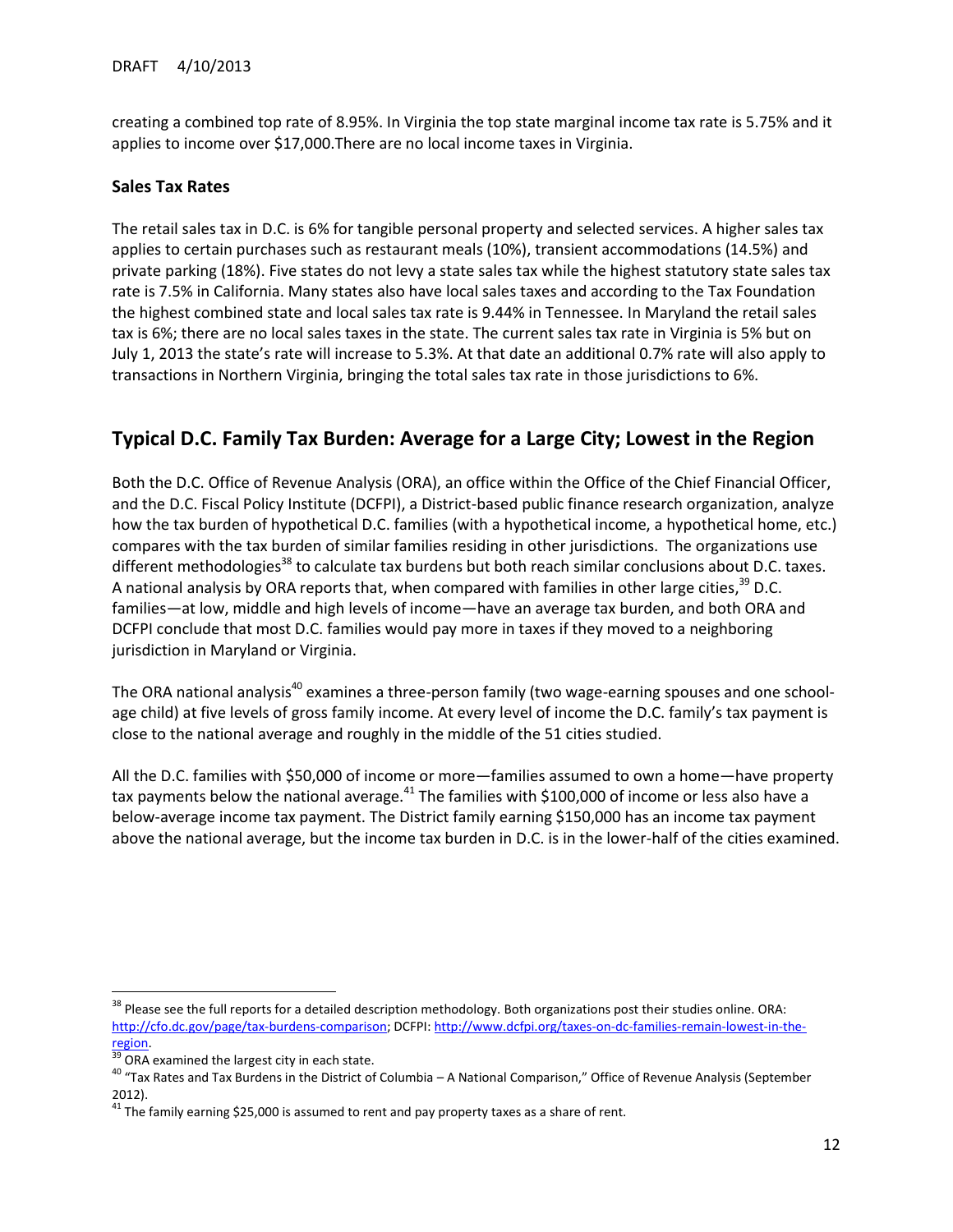creating a combined top rate of 8.95%. In Virginia the top state marginal income tax rate is 5.75% and it applies to income over $17,000.There are no local income taxes in Virginia.

### Sales Tax Rates

The retail sales tax in D.C. is 6% for tangible personal property and selected services. A higher sales tax applies to certain purchases such as restaurant meals (10%), transient accommodations (14.5%) and private parking (18%). Five states do not levy a state sales tax while the highest statutory state sales tax rate is 7.5% in California. Many states also have local sales taxes and according to the Tax Foundation the highest combined state and local sales tax rate is 9.44% in Tennessee. In Maryland the retail sales tax is 6%; there are no local sales taxes in the state. The current sales tax rate in Virginia is 5% but on July 1, 2013 the state's rate will increase to 5.3%. At that date an additional 0.7% rate will also apply to transactions in Northern Virginia, bringing the total sales tax rate in those jurisdictions to 6%.

## Typical D.C. Family Tax Burden: Average for a Large City; Lowest in the Region

Both the D.C. Office of Revenue Analysis (ORA), an office within the Office of the Chief Financial Officer, and the D.C. Fiscal Policy Institute (DCFPI), a District-based public finance research organization, analyze how the tax burden of hypothetical D.C. families (with a hypothetical income, a hypothetical home, etc.) compares with the tax burden of similar families residing in other jurisdictions. The organizations use different methodologies[38] to calculate tax burdens but both reach similar conclusions about D.C. taxes. A national analysis by ORA reports that, when compared with families in other large cities,[39] D.C. families—at low, middle and high levels of income—have an average tax burden, and both ORA and DCFPI conclude that most D.C. families would pay more in taxes if they moved to a neighboring jurisdiction in Maryland or Virginia.

The ORA national analysis[40] examines a three-person family (two wage-earning spouses and one school-age child) at five levels of gross family income. At every level of income the D.C. family's tax payment is close to the national average and roughly in the middle of the 51 cities studied.

All the D.C. families with $50,000 of income or more—families assumed to own a home—have property tax payments below the national average.[41] The families with $100,000 of income or less also have a below-average income tax payment. The District family earning $150,000 has an income tax payment above the national average, but the income tax burden in D.C. is in the lower-half of the cities examined.

---

[38] Please see the full reports for a detailed description methodology. Both organizations post their studies online. ORA: http://cfo.dc.gov/page/tax-burdens-comparison; DCFPI: http://www.dcfpi.org/taxes-on-dc-families-remain-lowest-in-the-region.

[39] ORA examined the largest city in each state.

[40] "Tax Rates and Tax Burdens in the District of Columbia – A National Comparison," Office of Revenue Analysis (September 2012).

[41] The family earning $25,000 is assumed to rent and pay property taxes as a share of rent.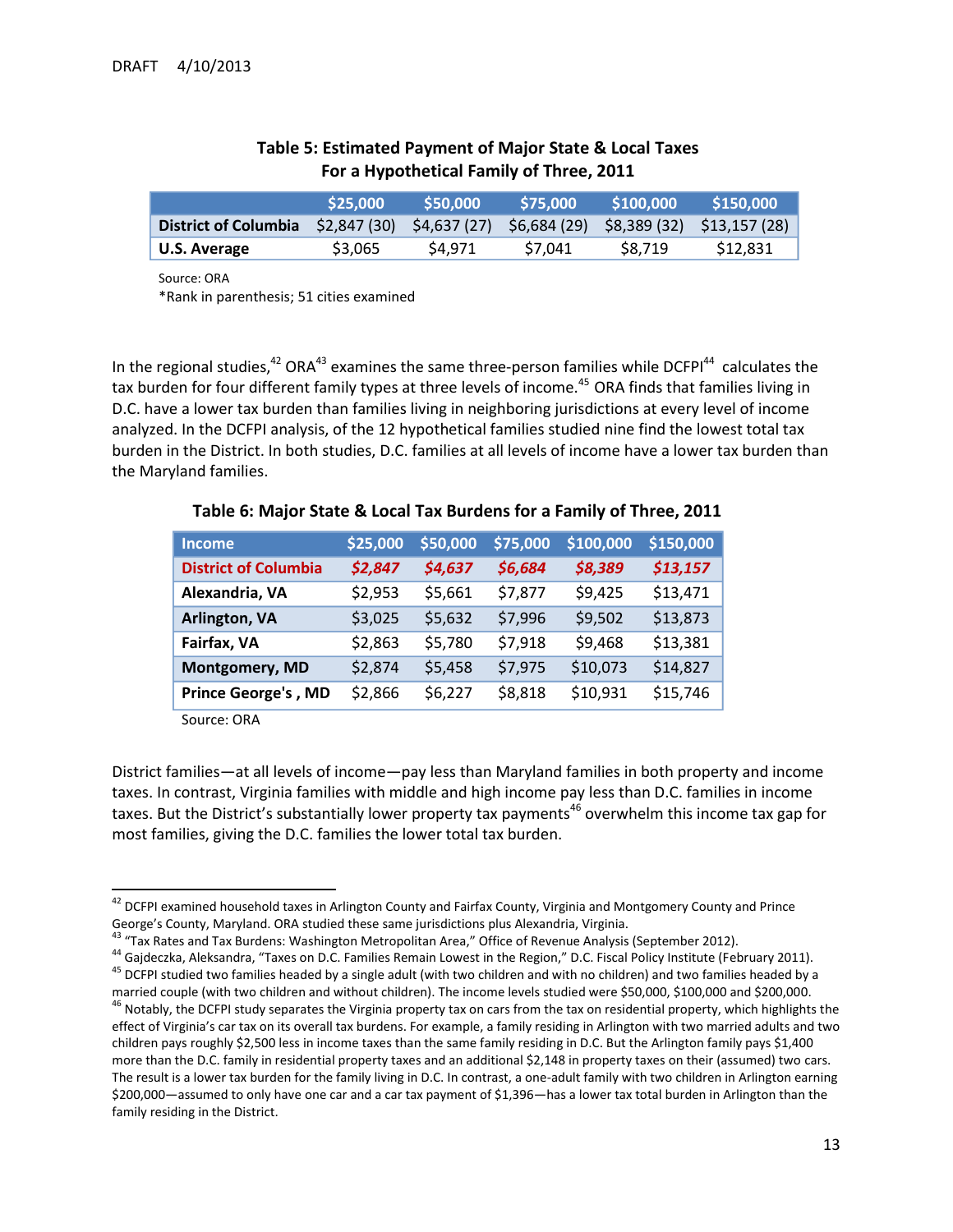DRAFT 4/10/2013

**Table 5: Estimated Payment of Major State & Local Taxes For a Hypothetical Family of Three, 2011**

| | $25,000 | $50,000 | $75,000 | $100,000 | $150,000 |
|---|---|---|---|---|---|
| **District of Columbia** | $2,847 (30) | $4,637 (27) | $6,684 (29) | $8,389 (32) | $13,157 (28) |
| **U.S. Average** | $3,065 | $4,971 | $7,041 | $8,719 | $12,831 |

Source: ORA
*Rank in parenthesis; 51 cities examined

In the regional studies,[42] ORA[43] examines the same three-person families while DCFPI[44] calculates the tax burden for four different family types at three levels of income.[45] ORA finds that families living in D.C. have a lower tax burden than families living in neighboring jurisdictions at every level of income analyzed. In the DCFPI analysis, of the 12 hypothetical families studied nine find the lowest total tax burden in the District. In both studies, D.C. families at all levels of income have a lower tax burden than the Maryland families.

**Table 6: Major State & Local Tax Burdens for a Family of Three, 2011**

| Income | $25,000 | $50,000 | $75,000 | $100,000 | $150,000 |
|---|---|---|---|---|---|
| **District of Columbia** | *$2,847* | *$4,637* | *$6,684* | *$8,389* | *$13,157* |
| **Alexandria, VA** | $2,953 | $5,661 | $7,877 | $9,425 | $13,471 |
| **Arlington, VA** | $3,025 | $5,632 | $7,996 | $9,502 | $13,873 |
| **Fairfax, VA** | $2,863 | $5,780 | $7,918 | $9,468 | $13,381 |
| **Montgomery, MD** | $2,874 | $5,458 | $7,975 | $10,073 | $14,827 |
| **Prince George's , MD** | $2,866 | $6,227 | $8,818 | $10,931 | $15,746 |

Source: ORA

District families—at all levels of income—pay less than Maryland families in both property and income taxes. In contrast, Virginia families with middle and high income pay less than D.C. families in income taxes. But the District's substantially lower property tax payments[46] overwhelm this income tax gap for most families, giving the D.C. families the lower total tax burden.

---

[42] DCFPI examined household taxes in Arlington County and Fairfax County, Virginia and Montgomery County and Prince George's County, Maryland. ORA studied these same jurisdictions plus Alexandria, Virginia.

[43] "Tax Rates and Tax Burdens: Washington Metropolitan Area," Office of Revenue Analysis (September 2012).

[44] Gajdeczka, Aleksandra, "Taxes on D.C. Families Remain Lowest in the Region," D.C. Fiscal Policy Institute (February 2011).

[45] DCFPI studied two families headed by a single adult (with two children and with no children) and two families headed by a married couple (with two children and without children). The income levels studied were $50,000, $100,000 and $200,000.

[46] Notably, the DCFPI study separates the Virginia property tax on cars from the tax on residential property, which highlights the effect of Virginia's car tax on its overall tax burdens. For example, a family residing in Arlington with two married adults and two children pays roughly $2,500 less in income taxes than the same family residing in D.C. But the Arlington family pays $1,400 more than the D.C. family in residential property taxes and an additional $2,148 in property taxes on their (assumed) two cars. The result is a lower tax burden for the family living in D.C. In contrast, a one-adult family with two children in Arlington earning $200,000—assumed to only have one car and a car tax payment of $1,396—has a lower tax total burden in Arlington than the family residing in the District.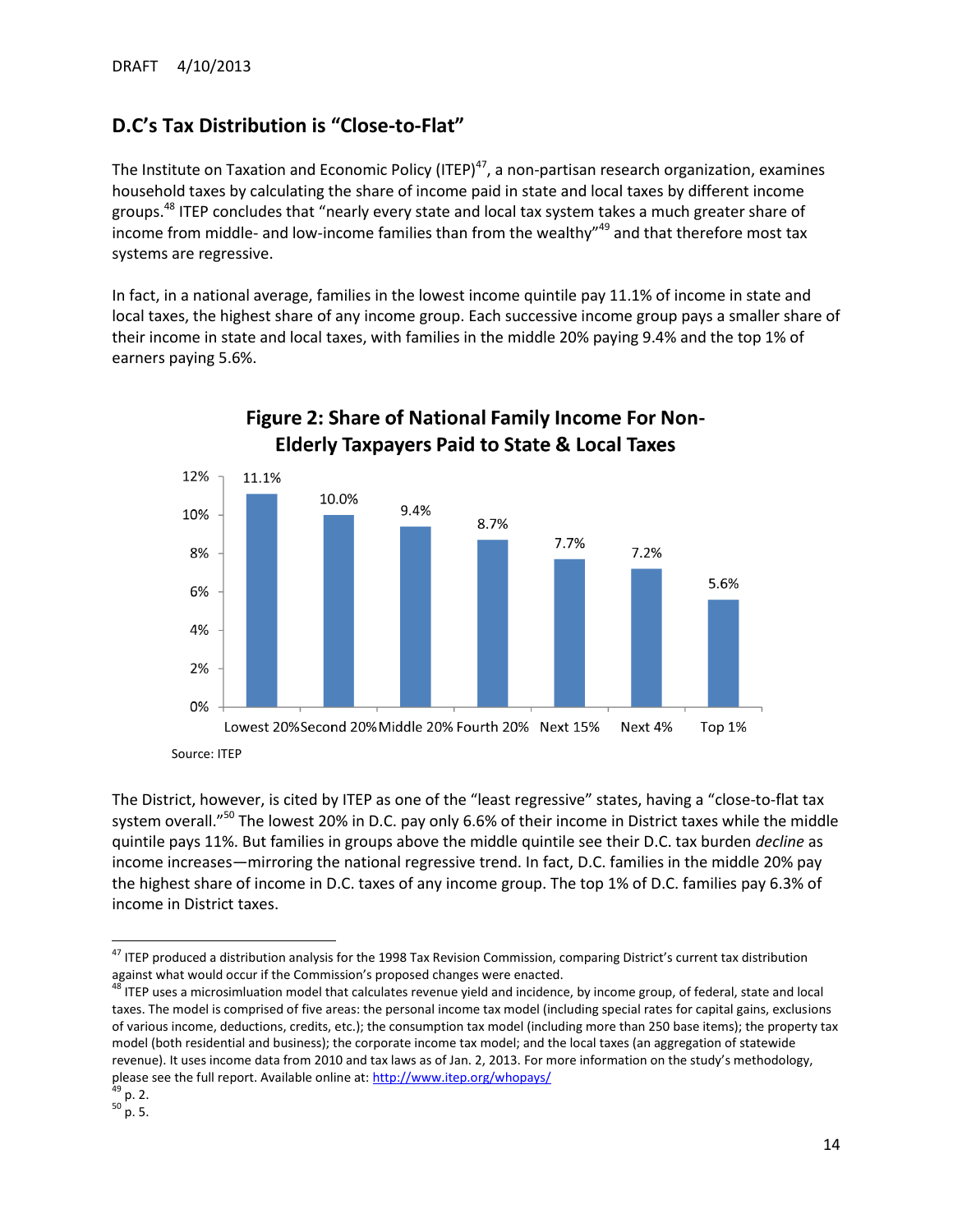DRAFT 4/10/2013

## D.C's Tax Distribution is "Close-to-Flat"

The Institute on Taxation and Economic Policy (ITEP)[47], a non-partisan research organization, examines household taxes by calculating the share of income paid in state and local taxes by different income groups.[48] ITEP concludes that "nearly every state and local tax system takes a much greater share of income from middle- and low-income families than from the wealthy"[49] and that therefore most tax systems are regressive.

In fact, in a national average, families in the lowest income quintile pay 11.1% of income in state and local taxes, the highest share of any income group. Each successive income group pays a smaller share of their income in state and local taxes, with families in the middle 20% paying 9.4% and the top 1% of earners paying 5.6%.

**Figure 2: Share of National Family Income For Non-Elderly Taxpayers Paid to State & Local Taxes**

| Income Group | Share |
|---|---|
| Lowest 20% | 11.1% |
| Second 20% | 10.0% |
| Middle 20% | 9.4% |
| Fourth 20% | 8.7% |
| Next 15% | 7.7% |
| Next 4% | 7.2% |
| Top 1% | 5.6% |

Source: ITEP

The District, however, is cited by ITEP as one of the "least regressive" states, having a "close-to-flat tax system overall."[50] The lowest 20% in D.C. pay only 6.6% of their income in District taxes while the middle quintile pays 11%. But families in groups above the middle quintile see their D.C. tax burden *decline* as income increases—mirroring the national regressive trend. In fact, D.C. families in the middle 20% pay the highest share of income in D.C. taxes of any income group. The top 1% of D.C. families pay 6.3% of income in District taxes.

---

[47] ITEP produced a distribution analysis for the 1998 Tax Revision Commission, comparing District's current tax distribution against what would occur if the Commission's proposed changes were enacted.

[48] ITEP uses a microsimluation model that calculates revenue yield and incidence, by income group, of federal, state and local taxes. The model is comprised of five areas: the personal income tax model (including special rates for capital gains, exclusions of various income, deductions, credits, etc.); the consumption tax model (including more than 250 base items); the property tax model (both residential and business); the corporate income tax model; and the local taxes (an aggregation of statewide revenue). It uses income data from 2010 and tax laws as of Jan. 2, 2013. For more information on the study's methodology, please see the full report. Available online at: http://www.itep.org/whopays/

[49] p. 2.

[50] p. 5.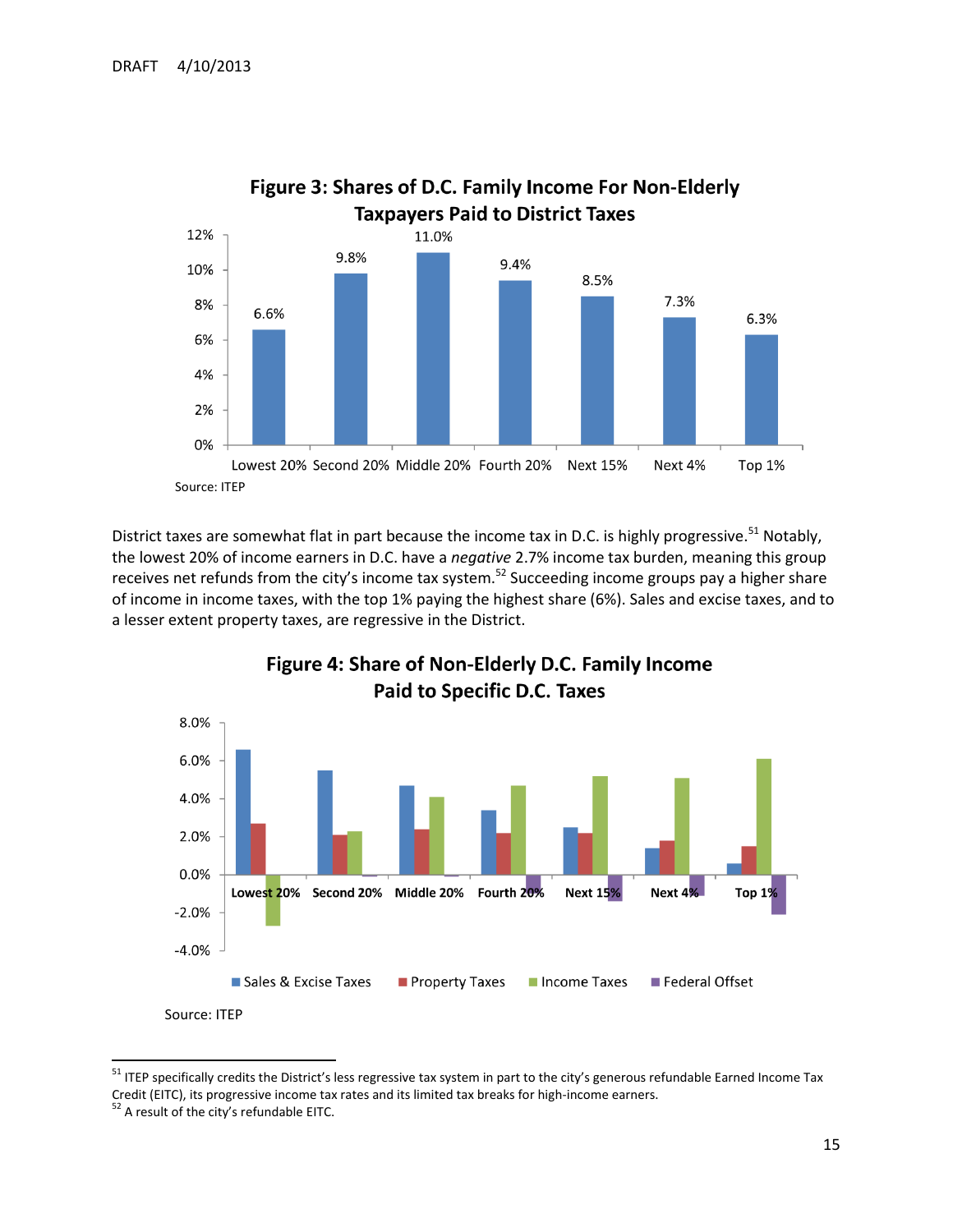**Figure 3: Shares of D.C. Family Income For Non-Elderly Taxpayers Paid to District Taxes**

| Lowest 20% | Second 20% | Middle 20% | Fourth 20% | Next 15% | Next 4% | Top 1% |
|---|---|---|---|---|---|---|
| 6.6% | 9.8% | 11.0% | 9.4% | 8.5% | 7.3% | 6.3% |

Source: ITEP

District taxes are somewhat flat in part because the income tax in D.C. is highly progressive.[51] Notably, the lowest 20% of income earners in D.C. have a *negative* 2.7% income tax burden, meaning this group receives net refunds from the city's income tax system.[52] Succeeding income groups pay a higher share of income in income taxes, with the top 1% paying the highest share (6%). Sales and excise taxes, and to a lesser extent property taxes, are regressive in the District.

**Figure 4: Share of Non-Elderly D.C. Family Income Paid to Specific D.C. Taxes**

Legend: Sales & Excise Taxes; Property Taxes; Income Taxes; Federal Offset

Categories: Lowest 20%, Second 20%, Middle 20%, Fourth 20%, Next 15%, Next 4%, Top 1%

Source: ITEP

---

[51] ITEP specifically credits the District's less regressive tax system in part to the city's generous refundable Earned Income Tax Credit (EITC), its progressive income tax rates and its limited tax breaks for high-income earners.

[52] A result of the city's refundable EITC.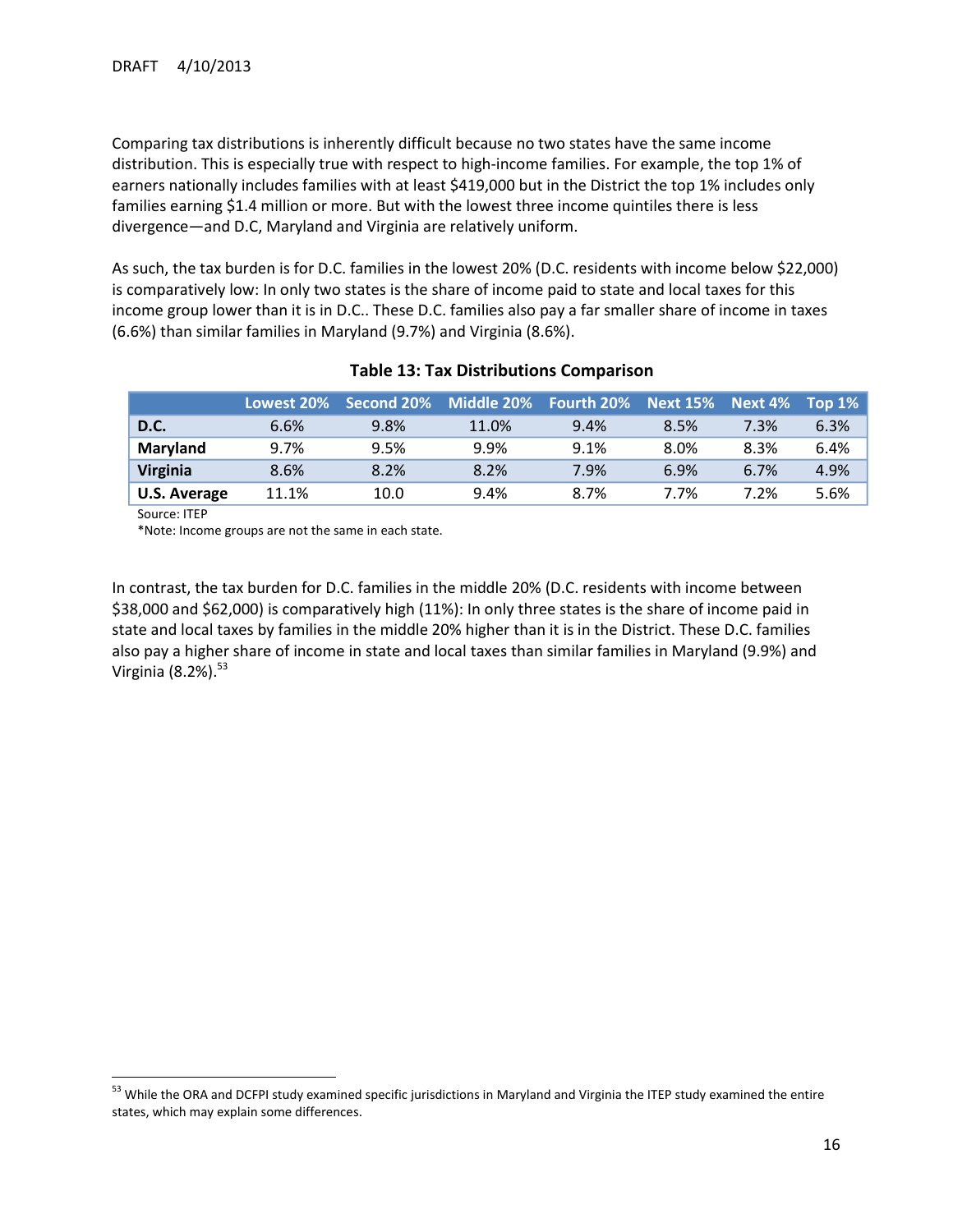Comparing tax distributions is inherently difficult because no two states have the same income distribution. This is especially true with respect to high-income families. For example, the top 1% of earners nationally includes families with at least $419,000 but in the District the top 1% includes only families earning $1.4 million or more. But with the lowest three income quintiles there is less divergence—and D.C, Maryland and Virginia are relatively uniform.

As such, the tax burden is for D.C. families in the lowest 20% (D.C. residents with income below $22,000) is comparatively low: In only two states is the share of income paid to state and local taxes for this income group lower than it is in D.C.. These D.C. families also pay a far smaller share of income in taxes (6.6%) than similar families in Maryland (9.7%) and Virginia (8.6%).

**Table 13: Tax Distributions Comparison**

| | Lowest 20% | Second 20% | Middle 20% | Fourth 20% | Next 15% | Next 4% | Top 1% |
|---|---|---|---|---|---|---|---|
| **D.C.** | 6.6% | 9.8% | 11.0% | 9.4% | 8.5% | 7.3% | 6.3% |
| **Maryland** | 9.7% | 9.5% | 9.9% | 9.1% | 8.0% | 8.3% | 6.4% |
| **Virginia** | 8.6% | 8.2% | 8.2% | 7.9% | 6.9% | 6.7% | 4.9% |
| **U.S. Average** | 11.1% | 10.0 | 9.4% | 8.7% | 7.7% | 7.2% | 5.6% |

Source: ITEP

*Note: Income groups are not the same in each state.

In contrast, the tax burden for D.C. families in the middle 20% (D.C. residents with income between $38,000 and $62,000) is comparatively high (11%): In only three states is the share of income paid in state and local taxes by families in the middle 20% higher than it is in the District. These D.C. families also pay a higher share of income in state and local taxes than similar families in Maryland (9.9%) and Virginia (8.2%).[53]

[53] While the ORA and DCFPI study examined specific jurisdictions in Maryland and Virginia the ITEP study examined the entire states, which may explain some differences.